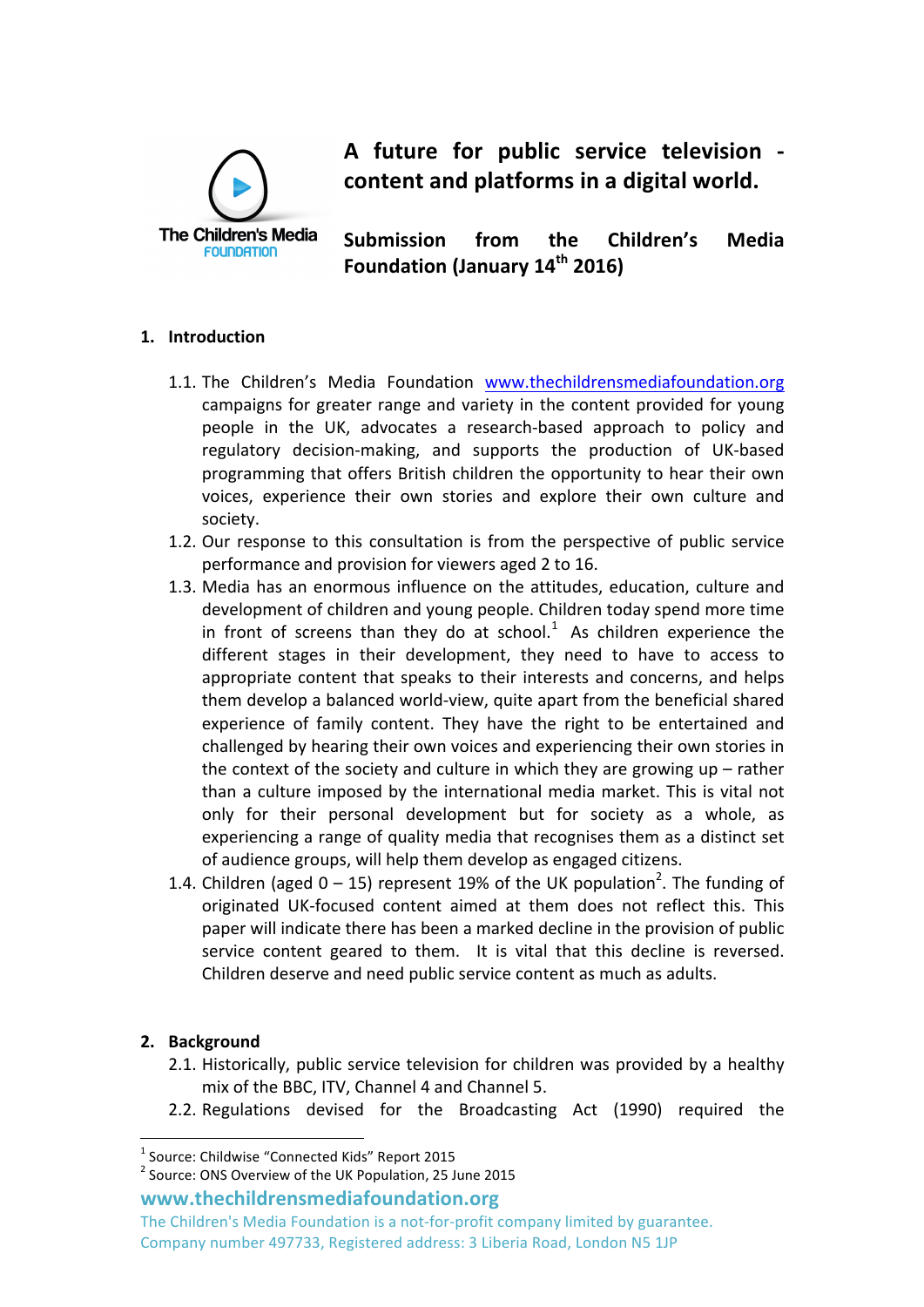The Children's Media FOUNDATION

# A future for public service television - content and platforms in a digital world.

**Submission from the Children's Media Foundation (January 14th 2016)**

## 1. Introduction

1.1. The Children's Media Foundation www.thechildrensmediafoundation.org campaigns for greater range and variety in the content provided for young people in the UK, advocates a research-based approach to policy and regulatory decision-making, and supports the production of UK-based programming that offers British children the opportunity to hear their own voices, experience their own stories and explore their own culture and society.

1.2. Our response to this consultation is from the perspective of public service performance and provision for viewers aged 2 to 16.

1.3. Media has an enormous influence on the attitudes, education, culture and development of children and young people. Children today spend more time in front of screens than they do at school.[1] As children experience the different stages in their development, they need to have to access to appropriate content that speaks to their interests and concerns, and helps them develop a balanced world-view, quite apart from the beneficial shared experience of family content. They have the right to be entertained and challenged by hearing their own voices and experiencing their own stories in the context of the society and culture in which they are growing up – rather than a culture imposed by the international media market. This is vital not only for their personal development but for society as a whole, as experiencing a range of quality media that recognises them as a distinct set of audience groups, will help them develop as engaged citizens.

1.4. Children (aged 0 – 15) represent 19% of the UK population[2]. The funding of originated UK-focused content aimed at them does not reflect this. This paper will indicate there has been a marked decline in the provision of public service content geared to them. It is vital that this decline is reversed. Children deserve and need public service content as much as adults.

## 2. Background

2.1. Historically, public service television for children was provided by a healthy mix of the BBC, ITV, Channel 4 and Channel 5.

2.2. Regulations devised for the Broadcasting Act (1990) required the

[1] Source: Childwise "Connected Kids" Report 2015

[2] Source: ONS Overview of the UK Population, 25 June 2015

www.thechildrensmediafoundation.org

The Children's Media Foundation is a not-for-profit company limited by guarantee. Company number 497733, Registered address: 3 Liberia Road, London N5 1JP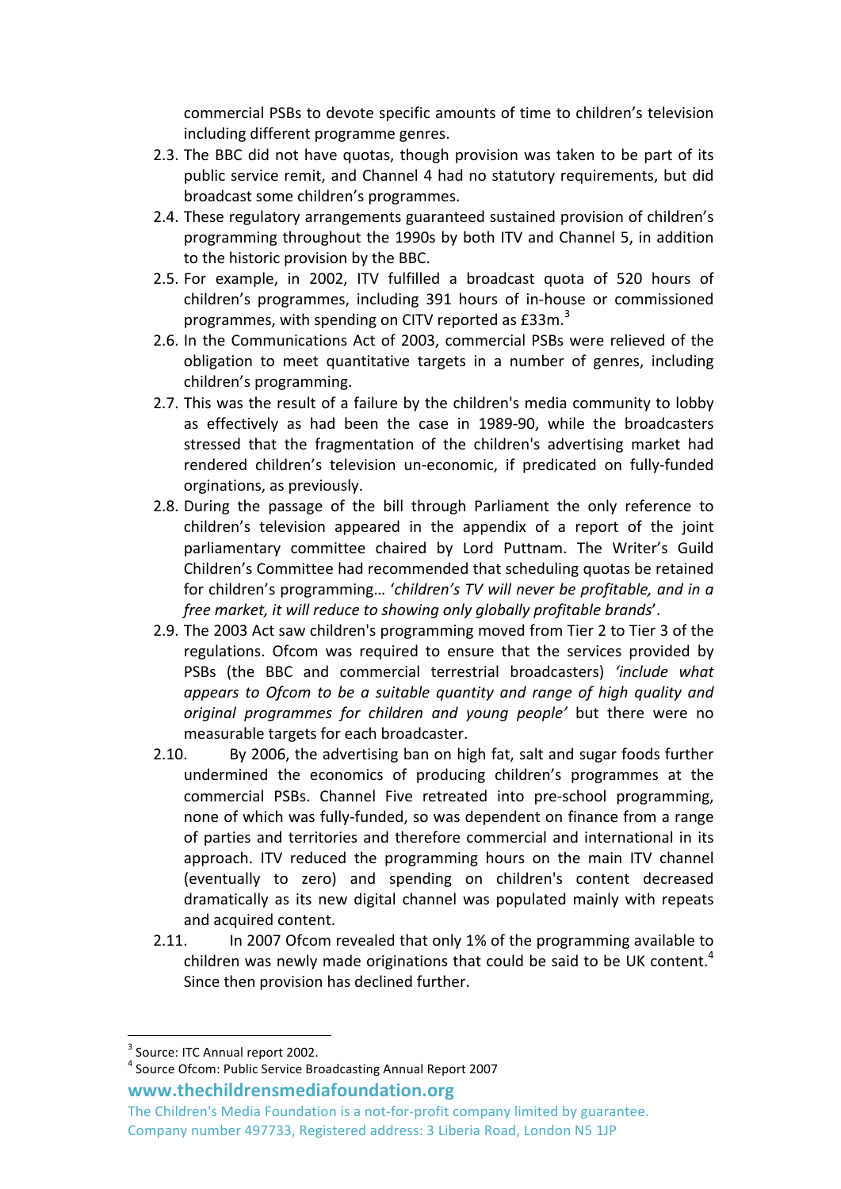commercial PSBs to devote specific amounts of time to children's television including different programme genres.

2.3. The BBC did not have quotas, though provision was taken to be part of its public service remit, and Channel 4 had no statutory requirements, but did broadcast some children's programmes.

2.4. These regulatory arrangements guaranteed sustained provision of children's programming throughout the 1990s by both ITV and Channel 5, in addition to the historic provision by the BBC.

2.5. For example, in 2002, ITV fulfilled a broadcast quota of 520 hours of children's programmes, including 391 hours of in-house or commissioned programmes, with spending on CITV reported as £33m.[3]

2.6. In the Communications Act of 2003, commercial PSBs were relieved of the obligation to meet quantitative targets in a number of genres, including children's programming.

2.7. This was the result of a failure by the children's media community to lobby as effectively as had been the case in 1989-90, while the broadcasters stressed that the fragmentation of the children's advertising market had rendered children's television un-economic, if predicated on fully-funded orginations, as previously.

2.8. During the passage of the bill through Parliament the only reference to children's television appeared in the appendix of a report of the joint parliamentary committee chaired by Lord Puttnam. The Writer's Guild Children's Committee had recommended that scheduling quotas be retained for children's programming… '*children's TV will never be profitable, and in a free market, it will reduce to showing only globally profitable brands*'.

2.9. The 2003 Act saw children's programming moved from Tier 2 to Tier 3 of the regulations. Ofcom was required to ensure that the services provided by PSBs (the BBC and commercial terrestrial broadcasters) *'include what appears to Ofcom to be a suitable quantity and range of high quality and original programmes for children and young people'* but there were no measurable targets for each broadcaster.

2.10. By 2006, the advertising ban on high fat, salt and sugar foods further undermined the economics of producing children's programmes at the commercial PSBs. Channel Five retreated into pre-school programming, none of which was fully-funded, so was dependent on finance from a range of parties and territories and therefore commercial and international in its approach. ITV reduced the programming hours on the main ITV channel (eventually to zero) and spending on children's content decreased dramatically as its new digital channel was populated mainly with repeats and acquired content.

2.11. In 2007 Ofcom revealed that only 1% of the programming available to children was newly made originations that could be said to be UK content.[4] Since then provision has declined further.

[3] Source: ITC Annual report 2002.

[4] Source Ofcom: Public Service Broadcasting Annual Report 2007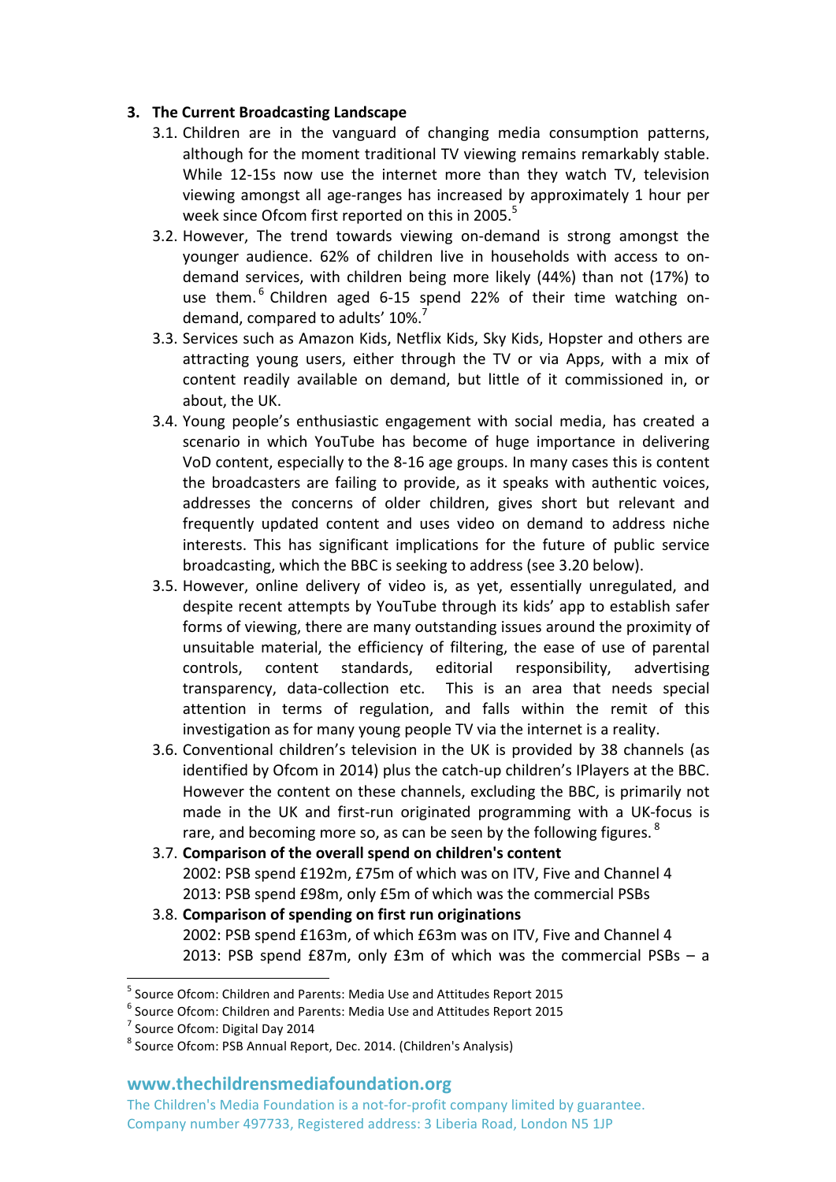## 3. The Current Broadcasting Landscape

3.1. Children are in the vanguard of changing media consumption patterns, although for the moment traditional TV viewing remains remarkably stable. While 12-15s now use the internet more than they watch TV, television viewing amongst all age-ranges has increased by approximately 1 hour per week since Ofcom first reported on this in 2005.[5]

3.2. However, The trend towards viewing on-demand is strong amongst the younger audience. 62% of children live in households with access to on-demand services, with children being more likely (44%) than not (17%) to use them.[6] Children aged 6-15 spend 22% of their time watching on-demand, compared to adults' 10%.[7]

3.3. Services such as Amazon Kids, Netflix Kids, Sky Kids, Hopster and others are attracting young users, either through the TV or via Apps, with a mix of content readily available on demand, but little of it commissioned in, or about, the UK.

3.4. Young people's enthusiastic engagement with social media, has created a scenario in which YouTube has become of huge importance in delivering VoD content, especially to the 8-16 age groups. In many cases this is content the broadcasters are failing to provide, as it speaks with authentic voices, addresses the concerns of older children, gives short but relevant and frequently updated content and uses video on demand to address niche interests. This has significant implications for the future of public service broadcasting, which the BBC is seeking to address (see 3.20 below).

3.5. However, online delivery of video is, as yet, essentially unregulated, and despite recent attempts by YouTube through its kids' app to establish safer forms of viewing, there are many outstanding issues around the proximity of unsuitable material, the efficiency of filtering, the ease of use of parental controls, content standards, editorial responsibility, advertising transparency, data-collection etc. This is an area that needs special attention in terms of regulation, and falls within the remit of this investigation as for many young people TV via the internet is a reality.

3.6. Conventional children's television in the UK is provided by 38 channels (as identified by Ofcom in 2014) plus the catch-up children's IPlayers at the BBC. However the content on these channels, excluding the BBC, is primarily not made in the UK and first-run originated programming with a UK-focus is rare, and becoming more so, as can be seen by the following figures.[8]

3.7. **Comparison of the overall spend on children's content**
2002: PSB spend £192m, £75m of which was on ITV, Five and Channel 4
2013: PSB spend £98m, only £5m of which was the commercial PSBs

3.8. **Comparison of spending on first run originations**
2002: PSB spend £163m, of which £63m was on ITV, Five and Channel 4
2013: PSB spend £87m, only £3m of which was the commercial PSBs – a

[5] Source Ofcom: Children and Parents: Media Use and Attitudes Report 2015
[6] Source Ofcom: Children and Parents: Media Use and Attitudes Report 2015
[7] Source Ofcom: Digital Day 2014
[8] Source Ofcom: PSB Annual Report, Dec. 2014. (Children's Analysis)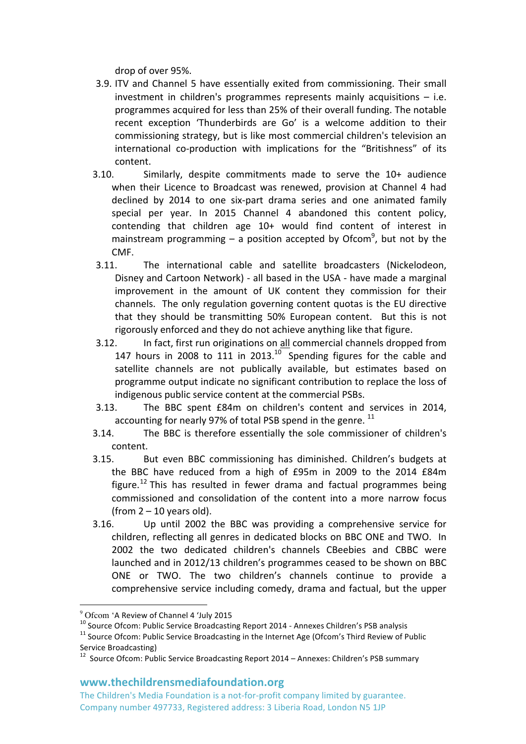drop of over 95%.

3.9. ITV and Channel 5 have essentially exited from commissioning. Their small investment in children's programmes represents mainly acquisitions – i.e. programmes acquired for less than 25% of their overall funding. The notable recent exception 'Thunderbirds are Go' is a welcome addition to their commissioning strategy, but is like most commercial children's television an international co-production with implications for the "Britishness" of its content.

3.10. Similarly, despite commitments made to serve the 10+ audience when their Licence to Broadcast was renewed, provision at Channel 4 had declined by 2014 to one six-part drama series and one animated family special per year. In 2015 Channel 4 abandoned this content policy, contending that children age 10+ would find content of interest in mainstream programming – a position accepted by Ofcom[9], but not by the CMF.

3.11. The international cable and satellite broadcasters (Nickelodeon, Disney and Cartoon Network) - all based in the USA - have made a marginal improvement in the amount of UK content they commission for their channels. The only regulation governing content quotas is the EU directive that they should be transmitting 50% European content. But this is not rigorously enforced and they do not achieve anything like that figure.

3.12. In fact, first run originations on <u>all</u> commercial channels dropped from 147 hours in 2008 to 111 in 2013.[10] Spending figures for the cable and satellite channels are not publically available, but estimates based on programme output indicate no significant contribution to replace the loss of indigenous public service content at the commercial PSBs.

3.13. The BBC spent £84m on children's content and services in 2014, accounting for nearly 97% of total PSB spend in the genre. [11]

3.14. The BBC is therefore essentially the sole commissioner of children's content.

3.15. But even BBC commissioning has diminished. Children's budgets at the BBC have reduced from a high of £95m in 2009 to the 2014 £84m figure.[12] This has resulted in fewer drama and factual programmes being commissioned and consolidation of the content into a more narrow focus (from 2 – 10 years old).

3.16. Up until 2002 the BBC was providing a comprehensive service for children, reflecting all genres in dedicated blocks on BBC ONE and TWO. In 2002 the two dedicated children's channels CBeebies and CBBC were launched and in 2012/13 children's programmes ceased to be shown on BBC ONE or TWO. The two children's channels continue to provide a comprehensive service including comedy, drama and factual, but the upper

---

[9] Ofcom 'A Review of Channel 4 'July 2015

[10] Source Ofcom: Public Service Broadcasting Report 2014 - Annexes Children's PSB analysis

[11] Source Ofcom: Public Service Broadcasting in the Internet Age (Ofcom's Third Review of Public Service Broadcasting)

[12] Source Ofcom: Public Service Broadcasting Report 2014 – Annexes: Children's PSB summary

**www.thechildrensmediafoundation.org**

The Children's Media Foundation is a not-for-profit company limited by guarantee.
Company number 497733, Registered address: 3 Liberia Road, London N5 1JP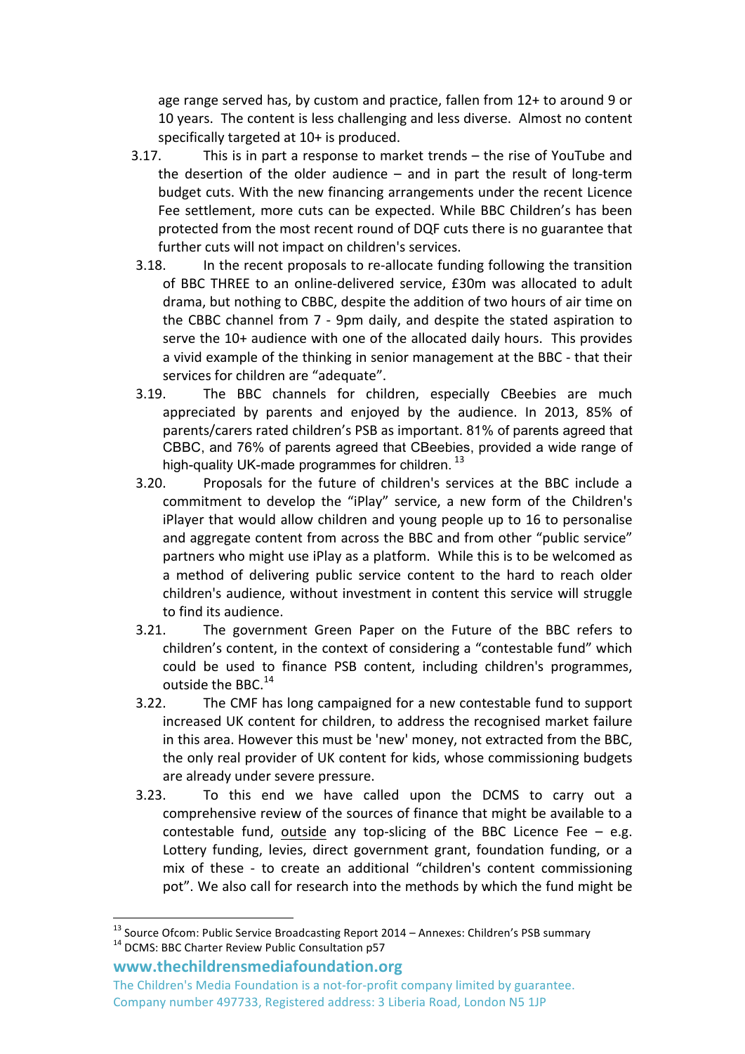age range served has, by custom and practice, fallen from 12+ to around 9 or 10 years. The content is less challenging and less diverse. Almost no content specifically targeted at 10+ is produced.

3.17. This is in part a response to market trends – the rise of YouTube and the desertion of the older audience – and in part the result of long-term budget cuts. With the new financing arrangements under the recent Licence Fee settlement, more cuts can be expected. While BBC Children's has been protected from the most recent round of DQF cuts there is no guarantee that further cuts will not impact on children's services.

3.18. In the recent proposals to re-allocate funding following the transition of BBC THREE to an online-delivered service, £30m was allocated to adult drama, but nothing to CBBC, despite the addition of two hours of air time on the CBBC channel from 7 - 9pm daily, and despite the stated aspiration to serve the 10+ audience with one of the allocated daily hours. This provides a vivid example of the thinking in senior management at the BBC - that their services for children are "adequate".

3.19. The BBC channels for children, especially CBeebies are much appreciated by parents and enjoyed by the audience. In 2013, 85% of parents/carers rated children's PSB as important. 81% of parents agreed that CBBC, and 76% of parents agreed that CBeebies, provided a wide range of high-quality UK-made programmes for children. [13]

3.20. Proposals for the future of children's services at the BBC include a commitment to develop the "iPlay" service, a new form of the Children's iPlayer that would allow children and young people up to 16 to personalise and aggregate content from across the BBC and from other "public service" partners who might use iPlay as a platform. While this is to be welcomed as a method of delivering public service content to the hard to reach older children's audience, without investment in content this service will struggle to find its audience.

3.21. The government Green Paper on the Future of the BBC refers to children's content, in the context of considering a "contestable fund" which could be used to finance PSB content, including children's programmes, outside the BBC.[14]

3.22. The CMF has long campaigned for a new contestable fund to support increased UK content for children, to address the recognised market failure in this area. However this must be 'new' money, not extracted from the BBC, the only real provider of UK content for kids, whose commissioning budgets are already under severe pressure.

3.23. To this end we have called upon the DCMS to carry out a comprehensive review of the sources of finance that might be available to a contestable fund, outside any top-slicing of the BBC Licence Fee – e.g. Lottery funding, levies, direct government grant, foundation funding, or a mix of these - to create an additional "children's content commissioning pot". We also call for research into the methods by which the fund might be

[13] Source Ofcom: Public Service Broadcasting Report 2014 – Annexes: Children's PSB summary

[14] DCMS: BBC Charter Review Public Consultation p57

**www.thechildrensmediafoundation.org**

The Children's Media Foundation is a not-for-profit company limited by guarantee.
Company number 497733, Registered address: 3 Liberia Road, London N5 1JP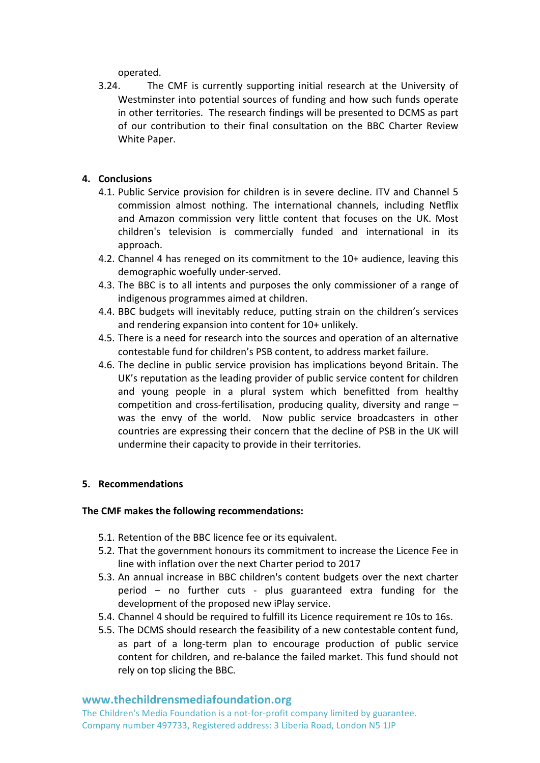operated.

3.24. The CMF is currently supporting initial research at the University of Westminster into potential sources of funding and how such funds operate in other territories. The research findings will be presented to DCMS as part of our contribution to their final consultation on the BBC Charter Review White Paper.

## 4. Conclusions

4.1. Public Service provision for children is in severe decline. ITV and Channel 5 commission almost nothing. The international channels, including Netflix and Amazon commission very little content that focuses on the UK. Most children's television is commercially funded and international in its approach.

4.2. Channel 4 has reneged on its commitment to the 10+ audience, leaving this demographic woefully under-served.

4.3. The BBC is to all intents and purposes the only commissioner of a range of indigenous programmes aimed at children.

4.4. BBC budgets will inevitably reduce, putting strain on the children's services and rendering expansion into content for 10+ unlikely.

4.5. There is a need for research into the sources and operation of an alternative contestable fund for children's PSB content, to address market failure.

4.6. The decline in public service provision has implications beyond Britain. The UK's reputation as the leading provider of public service content for children and young people in a plural system which benefitted from healthy competition and cross-fertilisation, producing quality, diversity and range – was the envy of the world. Now public service broadcasters in other countries are expressing their concern that the decline of PSB in the UK will undermine their capacity to provide in their territories.

## 5. Recommendations

**The CMF makes the following recommendations:**

5.1. Retention of the BBC licence fee or its equivalent.

5.2. That the government honours its commitment to increase the Licence Fee in line with inflation over the next Charter period to 2017

5.3. An annual increase in BBC children's content budgets over the next charter period – no further cuts - plus guaranteed extra funding for the development of the proposed new iPlay service.

5.4. Channel 4 should be required to fulfill its Licence requirement re 10s to 16s.

5.5. The DCMS should research the feasibility of a new contestable content fund, as part of a long-term plan to encourage production of public service content for children, and re-balance the failed market. This fund should not rely on top slicing the BBC.